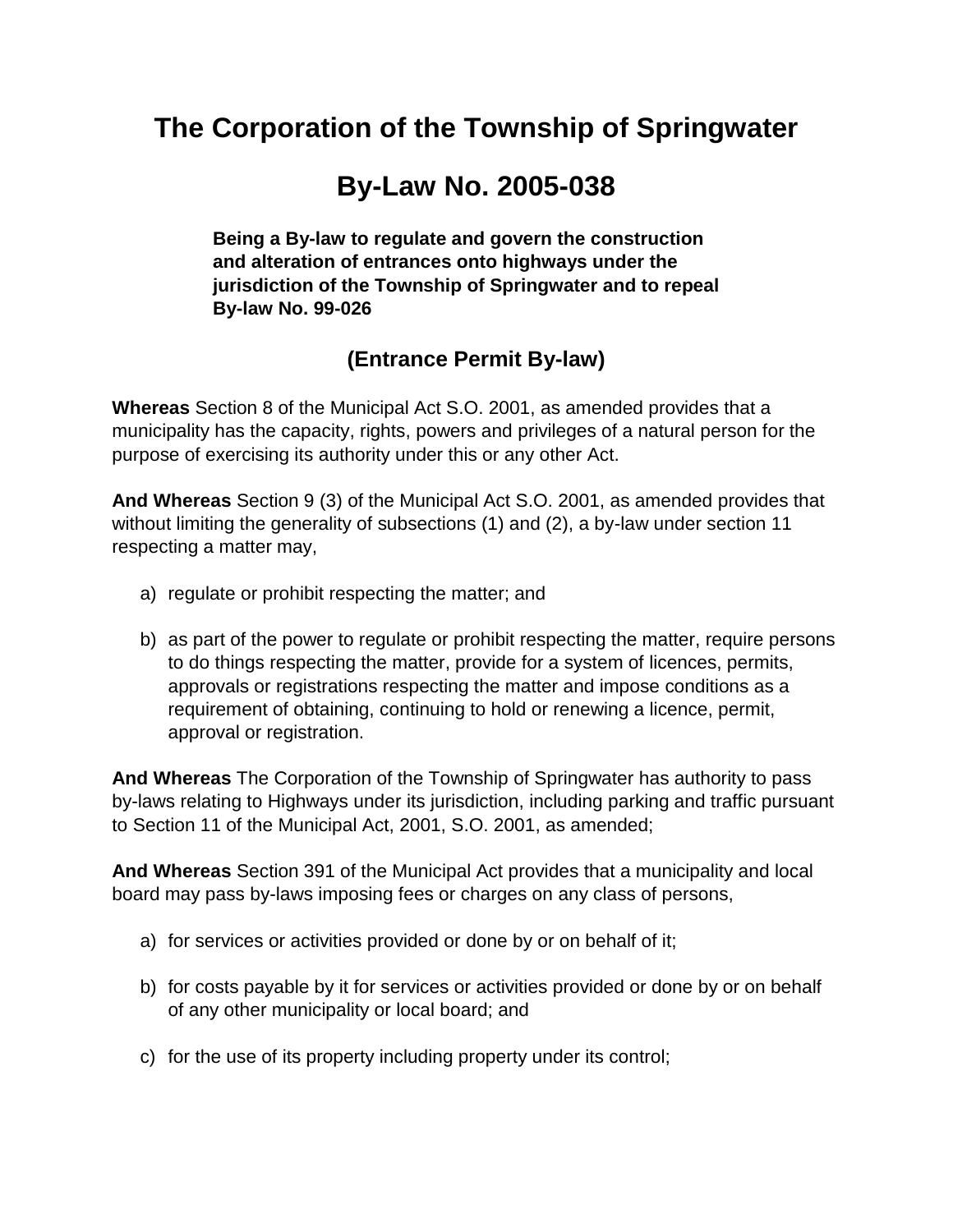# The Corporation of the Township of Springwater

# By-Law No. 2005-038

**Being a By-law to regulate and govern the construction and alteration of entrances onto highways under the jurisdiction of the Township of Springwater and to repeal By-law No. 99-026**

## (Entrance Permit By-law)

**Whereas** Section 8 of the Municipal Act S.O. 2001, as amended provides that a municipality has the capacity, rights, powers and privileges of a natural person for the purpose of exercising its authority under this or any other Act.

**And Whereas** Section 9 (3) of the Municipal Act S.O. 2001, as amended provides that without limiting the generality of subsections (1) and (2), a by-law under section 11 respecting a matter may,

a) regulate or prohibit respecting the matter; and

b) as part of the power to regulate or prohibit respecting the matter, require persons to do things respecting the matter, provide for a system of licences, permits, approvals or registrations respecting the matter and impose conditions as a requirement of obtaining, continuing to hold or renewing a licence, permit, approval or registration.

**And Whereas** The Corporation of the Township of Springwater has authority to pass by-laws relating to Highways under its jurisdiction, including parking and traffic pursuant to Section 11 of the Municipal Act, 2001, S.O. 2001, as amended;

**And Whereas** Section 391 of the Municipal Act provides that a municipality and local board may pass by-laws imposing fees or charges on any class of persons,

a) for services or activities provided or done by or on behalf of it;

b) for costs payable by it for services or activities provided or done by or on behalf of any other municipality or local board; and

c) for the use of its property including property under its control;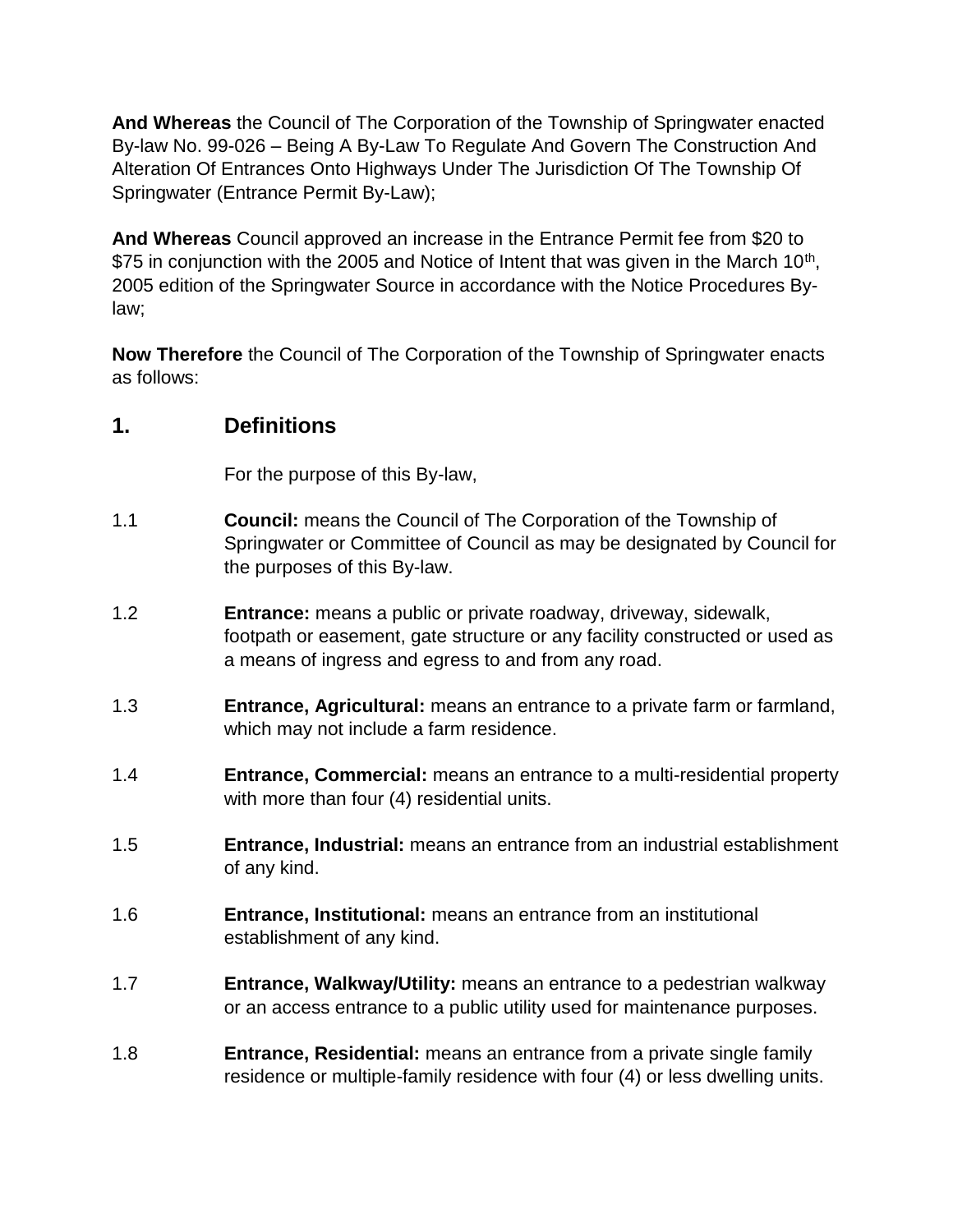**And Whereas** the Council of The Corporation of the Township of Springwater enacted By-law No. 99-026 – Being A By-Law To Regulate And Govern The Construction And Alteration Of Entrances Onto Highways Under The Jurisdiction Of The Township Of Springwater (Entrance Permit By-Law);

**And Whereas** Council approved an increase in the Entrance Permit fee from $20 to $75 in conjunction with the 2005 and Notice of Intent that was given in the March 10th, 2005 edition of the Springwater Source in accordance with the Notice Procedures By-law;

**Now Therefore** the Council of The Corporation of the Township of Springwater enacts as follows:

## 1. Definitions

For the purpose of this By-law,

1.1 **Council:** means the Council of The Corporation of the Township of Springwater or Committee of Council as may be designated by Council for the purposes of this By-law.

1.2 **Entrance:** means a public or private roadway, driveway, sidewalk, footpath or easement, gate structure or any facility constructed or used as a means of ingress and egress to and from any road.

1.3 **Entrance, Agricultural:** means an entrance to a private farm or farmland, which may not include a farm residence.

1.4 **Entrance, Commercial:** means an entrance to a multi-residential property with more than four (4) residential units.

1.5 **Entrance, Industrial:** means an entrance from an industrial establishment of any kind.

1.6 **Entrance, Institutional:** means an entrance from an institutional establishment of any kind.

1.7 **Entrance, Walkway/Utility:** means an entrance to a pedestrian walkway or an access entrance to a public utility used for maintenance purposes.

1.8 **Entrance, Residential:** means an entrance from a private single family residence or multiple-family residence with four (4) or less dwelling units.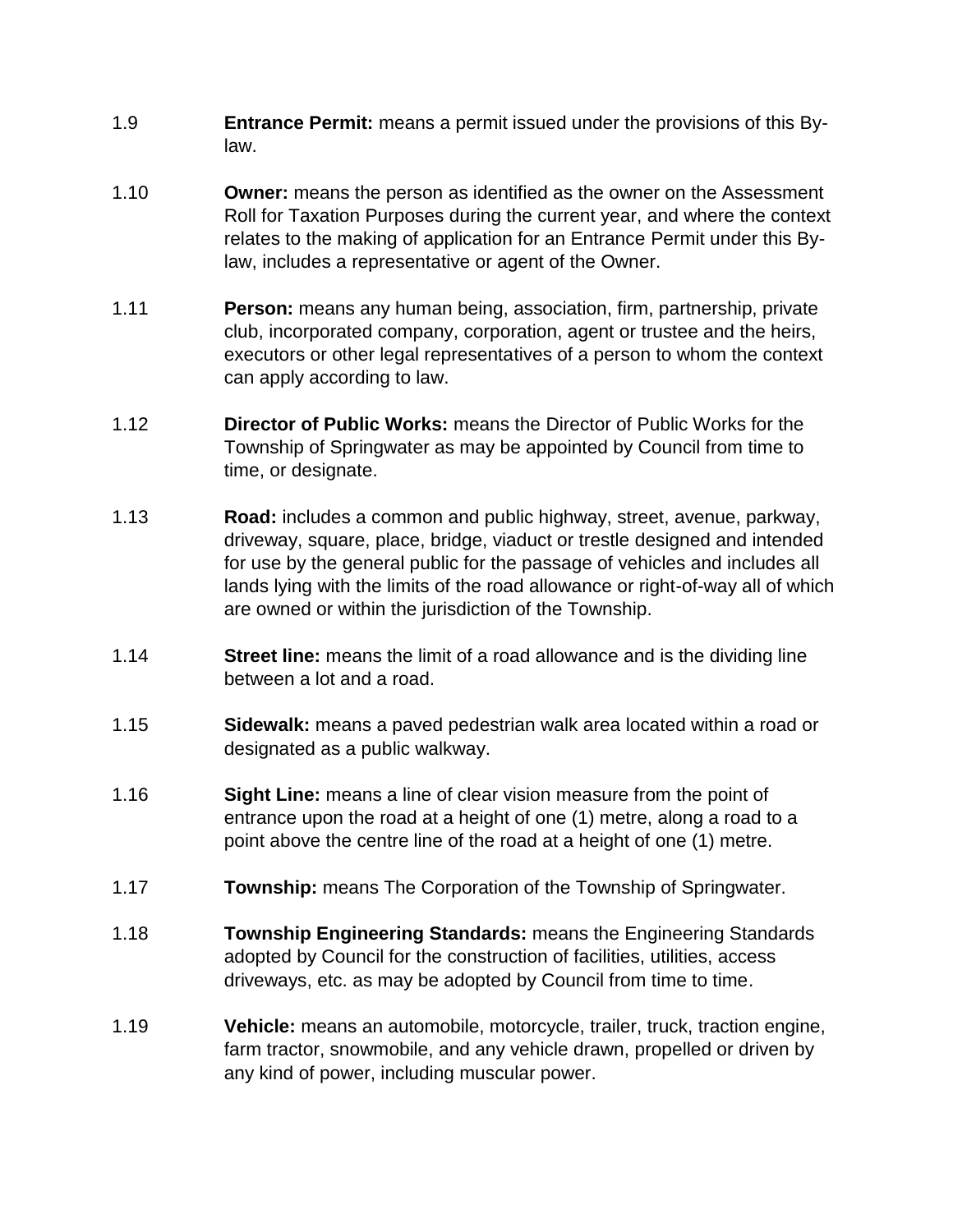1.9 **Entrance Permit:** means a permit issued under the provisions of this By-law.

1.10 **Owner:** means the person as identified as the owner on the Assessment Roll for Taxation Purposes during the current year, and where the context relates to the making of application for an Entrance Permit under this By-law, includes a representative or agent of the Owner.

1.11 **Person:** means any human being, association, firm, partnership, private club, incorporated company, corporation, agent or trustee and the heirs, executors or other legal representatives of a person to whom the context can apply according to law.

1.12 **Director of Public Works:** means the Director of Public Works for the Township of Springwater as may be appointed by Council from time to time, or designate.

1.13 **Road:** includes a common and public highway, street, avenue, parkway, driveway, square, place, bridge, viaduct or trestle designed and intended for use by the general public for the passage of vehicles and includes all lands lying with the limits of the road allowance or right-of-way all of which are owned or within the jurisdiction of the Township.

1.14 **Street line:** means the limit of a road allowance and is the dividing line between a lot and a road.

1.15 **Sidewalk:** means a paved pedestrian walk area located within a road or designated as a public walkway.

1.16 **Sight Line:** means a line of clear vision measure from the point of entrance upon the road at a height of one (1) metre, along a road to a point above the centre line of the road at a height of one (1) metre.

1.17 **Township:** means The Corporation of the Township of Springwater.

1.18 **Township Engineering Standards:** means the Engineering Standards adopted by Council for the construction of facilities, utilities, access driveways, etc. as may be adopted by Council from time to time.

1.19 **Vehicle:** means an automobile, motorcycle, trailer, truck, traction engine, farm tractor, snowmobile, and any vehicle drawn, propelled or driven by any kind of power, including muscular power.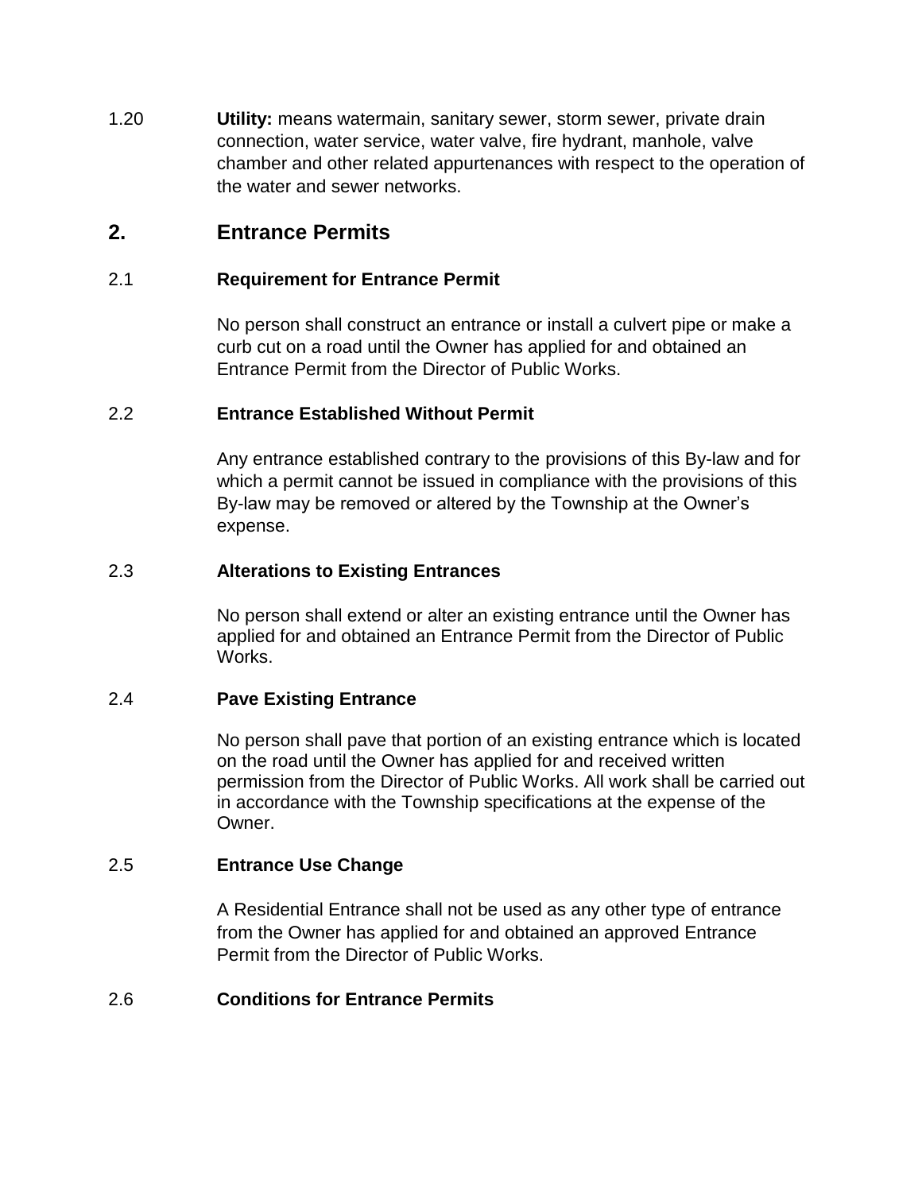1.20 **Utility:** means watermain, sanitary sewer, storm sewer, private drain connection, water service, water valve, fire hydrant, manhole, valve chamber and other related appurtenances with respect to the operation of the water and sewer networks.

## 2. Entrance Permits

### 2.1 Requirement for Entrance Permit

No person shall construct an entrance or install a culvert pipe or make a curb cut on a road until the Owner has applied for and obtained an Entrance Permit from the Director of Public Works.

### 2.2 Entrance Established Without Permit

Any entrance established contrary to the provisions of this By-law and for which a permit cannot be issued in compliance with the provisions of this By-law may be removed or altered by the Township at the Owner's expense.

### 2.3 Alterations to Existing Entrances

No person shall extend or alter an existing entrance until the Owner has applied for and obtained an Entrance Permit from the Director of Public Works.

### 2.4 Pave Existing Entrance

No person shall pave that portion of an existing entrance which is located on the road until the Owner has applied for and received written permission from the Director of Public Works. All work shall be carried out in accordance with the Township specifications at the expense of the Owner.

### 2.5 Entrance Use Change

A Residential Entrance shall not be used as any other type of entrance from the Owner has applied for and obtained an approved Entrance Permit from the Director of Public Works.

### 2.6 Conditions for Entrance Permits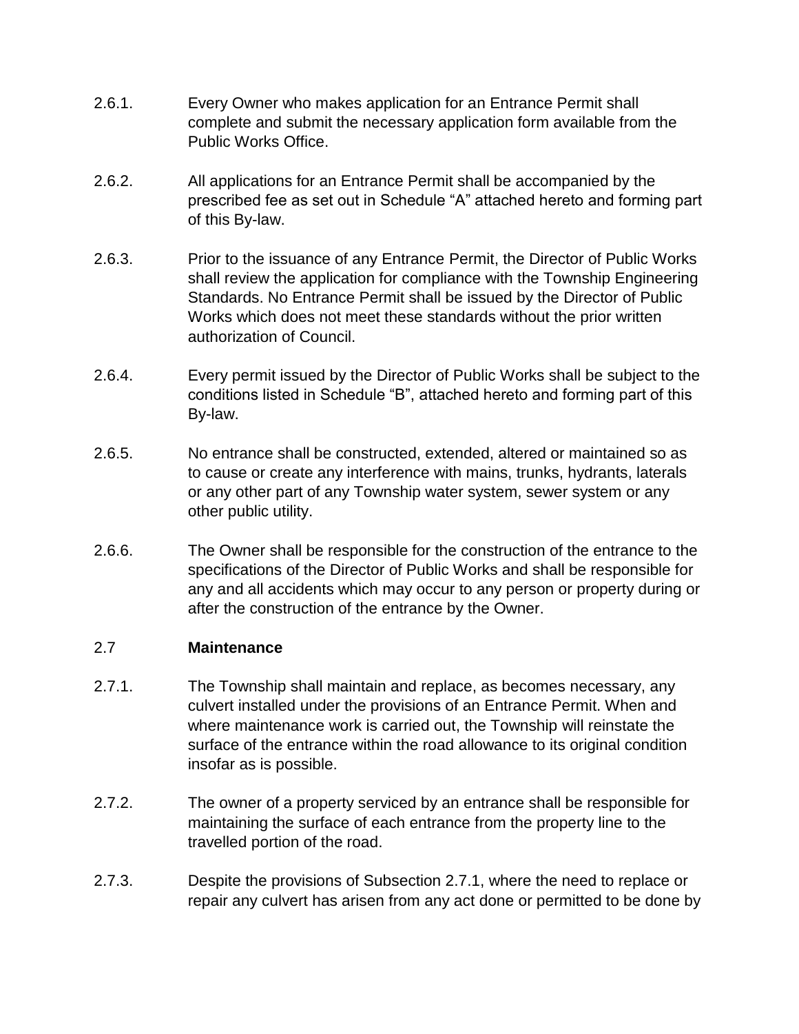2.6.1. Every Owner who makes application for an Entrance Permit shall complete and submit the necessary application form available from the Public Works Office.

2.6.2. All applications for an Entrance Permit shall be accompanied by the prescribed fee as set out in Schedule "A" attached hereto and forming part of this By-law.

2.6.3. Prior to the issuance of any Entrance Permit, the Director of Public Works shall review the application for compliance with the Township Engineering Standards. No Entrance Permit shall be issued by the Director of Public Works which does not meet these standards without the prior written authorization of Council.

2.6.4. Every permit issued by the Director of Public Works shall be subject to the conditions listed in Schedule "B", attached hereto and forming part of this By-law.

2.6.5. No entrance shall be constructed, extended, altered or maintained so as to cause or create any interference with mains, trunks, hydrants, laterals or any other part of any Township water system, sewer system or any other public utility.

2.6.6. The Owner shall be responsible for the construction of the entrance to the specifications of the Director of Public Works and shall be responsible for any and all accidents which may occur to any person or property during or after the construction of the entrance by the Owner.

### 2.7 Maintenance

2.7.1. The Township shall maintain and replace, as becomes necessary, any culvert installed under the provisions of an Entrance Permit. When and where maintenance work is carried out, the Township will reinstate the surface of the entrance within the road allowance to its original condition insofar as is possible.

2.7.2. The owner of a property serviced by an entrance shall be responsible for maintaining the surface of each entrance from the property line to the travelled portion of the road.

2.7.3. Despite the provisions of Subsection 2.7.1, where the need to replace or repair any culvert has arisen from any act done or permitted to be done by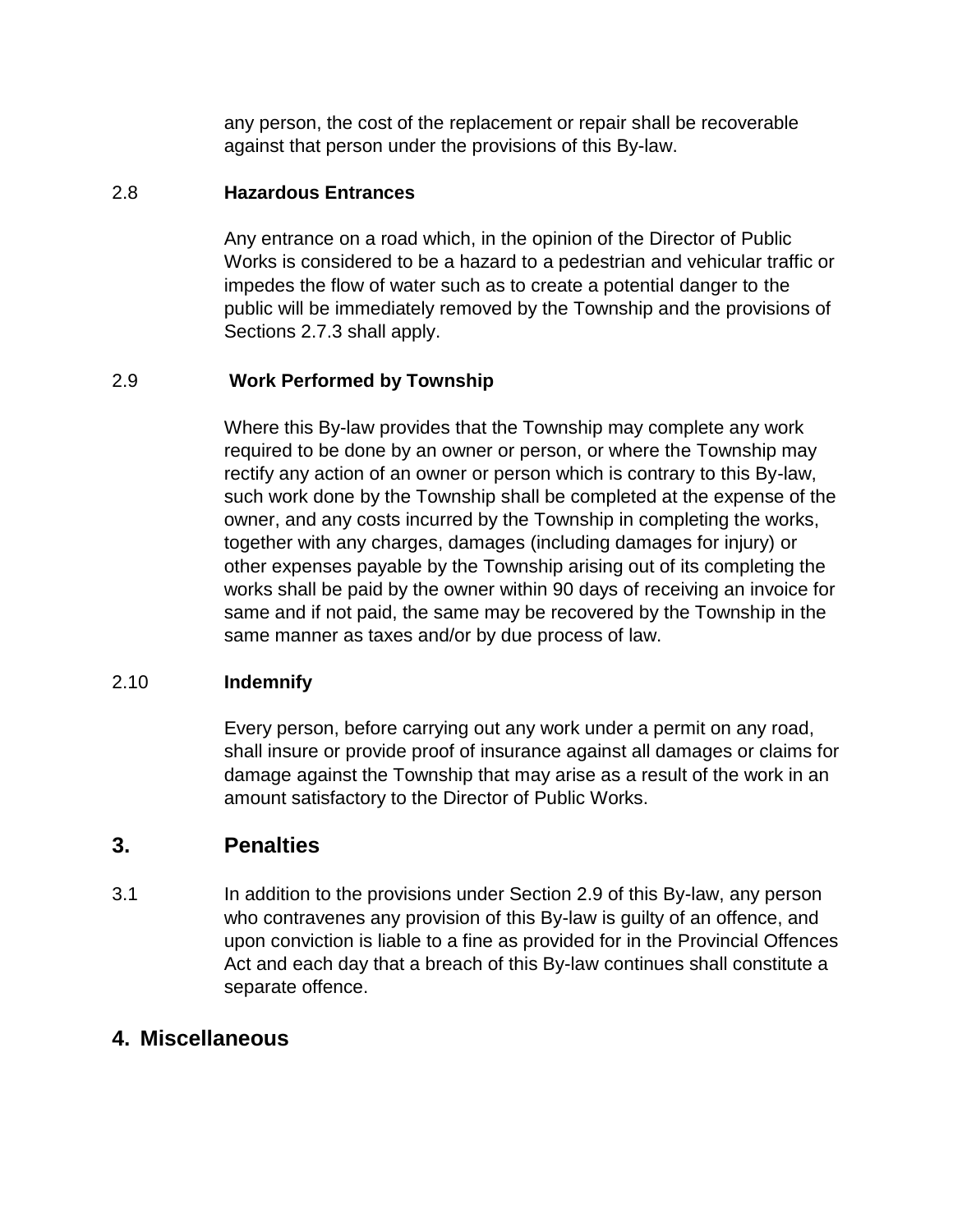any person, the cost of the replacement or repair shall be recoverable against that person under the provisions of this By-law.

2.8 **Hazardous Entrances**

Any entrance on a road which, in the opinion of the Director of Public Works is considered to be a hazard to a pedestrian and vehicular traffic or impedes the flow of water such as to create a potential danger to the public will be immediately removed by the Township and the provisions of Sections 2.7.3 shall apply.

2.9 **Work Performed by Township**

Where this By-law provides that the Township may complete any work required to be done by an owner or person, or where the Township may rectify any action of an owner or person which is contrary to this By-law, such work done by the Township shall be completed at the expense of the owner, and any costs incurred by the Township in completing the works, together with any charges, damages (including damages for injury) or other expenses payable by the Township arising out of its completing the works shall be paid by the owner within 90 days of receiving an invoice for same and if not paid, the same may be recovered by the Township in the same manner as taxes and/or by due process of law.

2.10 **Indemnify**

Every person, before carrying out any work under a permit on any road, shall insure or provide proof of insurance against all damages or claims for damage against the Township that may arise as a result of the work in an amount satisfactory to the Director of Public Works.

## 3. Penalties

3.1 In addition to the provisions under Section 2.9 of this By-law, any person who contravenes any provision of this By-law is guilty of an offence, and upon conviction is liable to a fine as provided for in the Provincial Offences Act and each day that a breach of this By-law continues shall constitute a separate offence.

## 4. Miscellaneous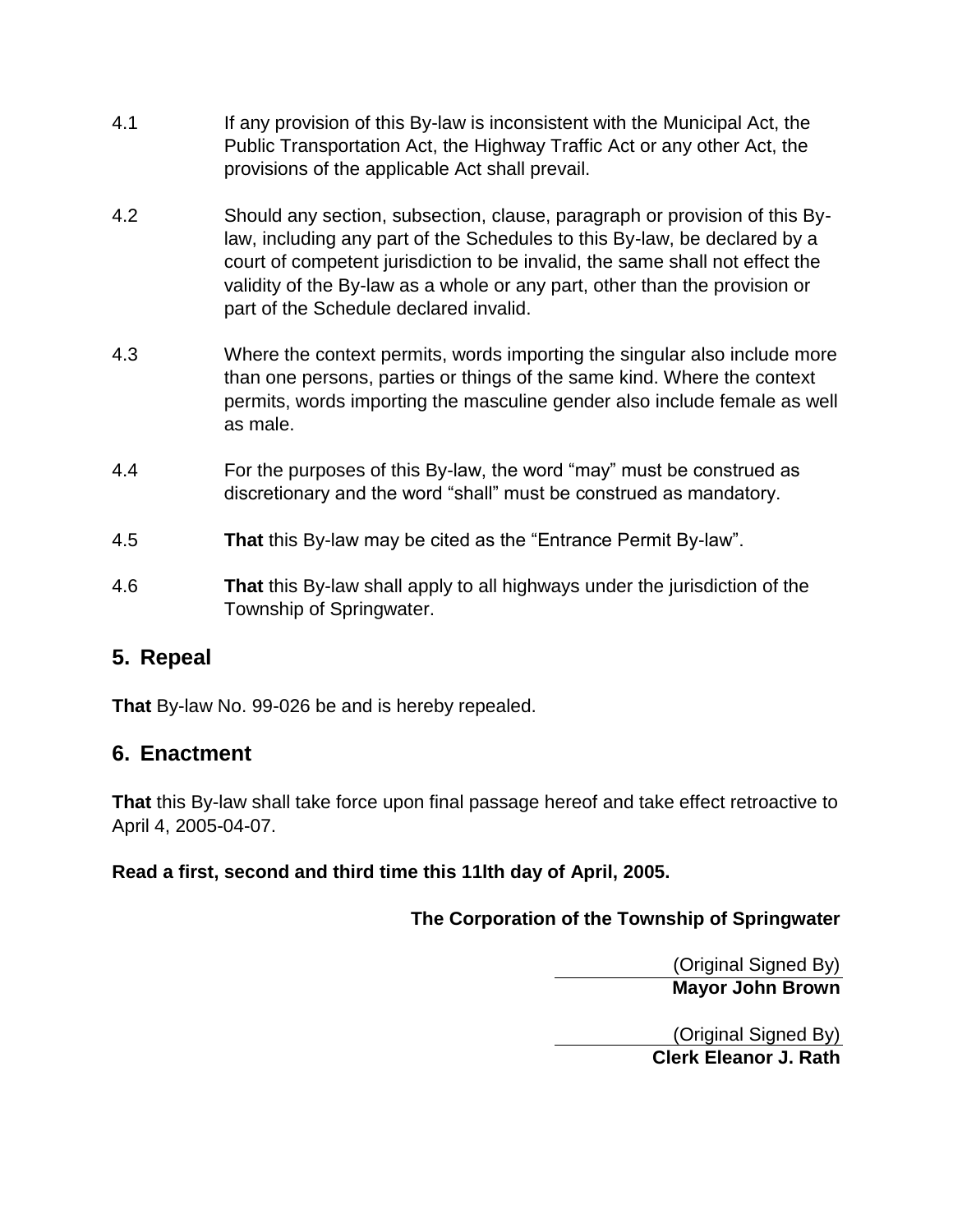4.1 If any provision of this By-law is inconsistent with the Municipal Act, the Public Transportation Act, the Highway Traffic Act or any other Act, the provisions of the applicable Act shall prevail.

4.2 Should any section, subsection, clause, paragraph or provision of this By-law, including any part of the Schedules to this By-law, be declared by a court of competent jurisdiction to be invalid, the same shall not effect the validity of the By-law as a whole or any part, other than the provision or part of the Schedule declared invalid.

4.3 Where the context permits, words importing the singular also include more than one persons, parties or things of the same kind. Where the context permits, words importing the masculine gender also include female as well as male.

4.4 For the purposes of this By-law, the word "may" must be construed as discretionary and the word "shall" must be construed as mandatory.

4.5 **That** this By-law may be cited as the "Entrance Permit By-law".

4.6 **That** this By-law shall apply to all highways under the jurisdiction of the Township of Springwater.

## 5. Repeal

**That** By-law No. 99-026 be and is hereby repealed.

## 6. Enactment

**That** this By-law shall take force upon final passage hereof and take effect retroactive to April 4, 2005-04-07.

**Read a first, second and third time this 11lth day of April, 2005.**

**The Corporation of the Township of Springwater**

(Original Signed By)
**Mayor John Brown**

(Original Signed By)
**Clerk Eleanor J. Rath**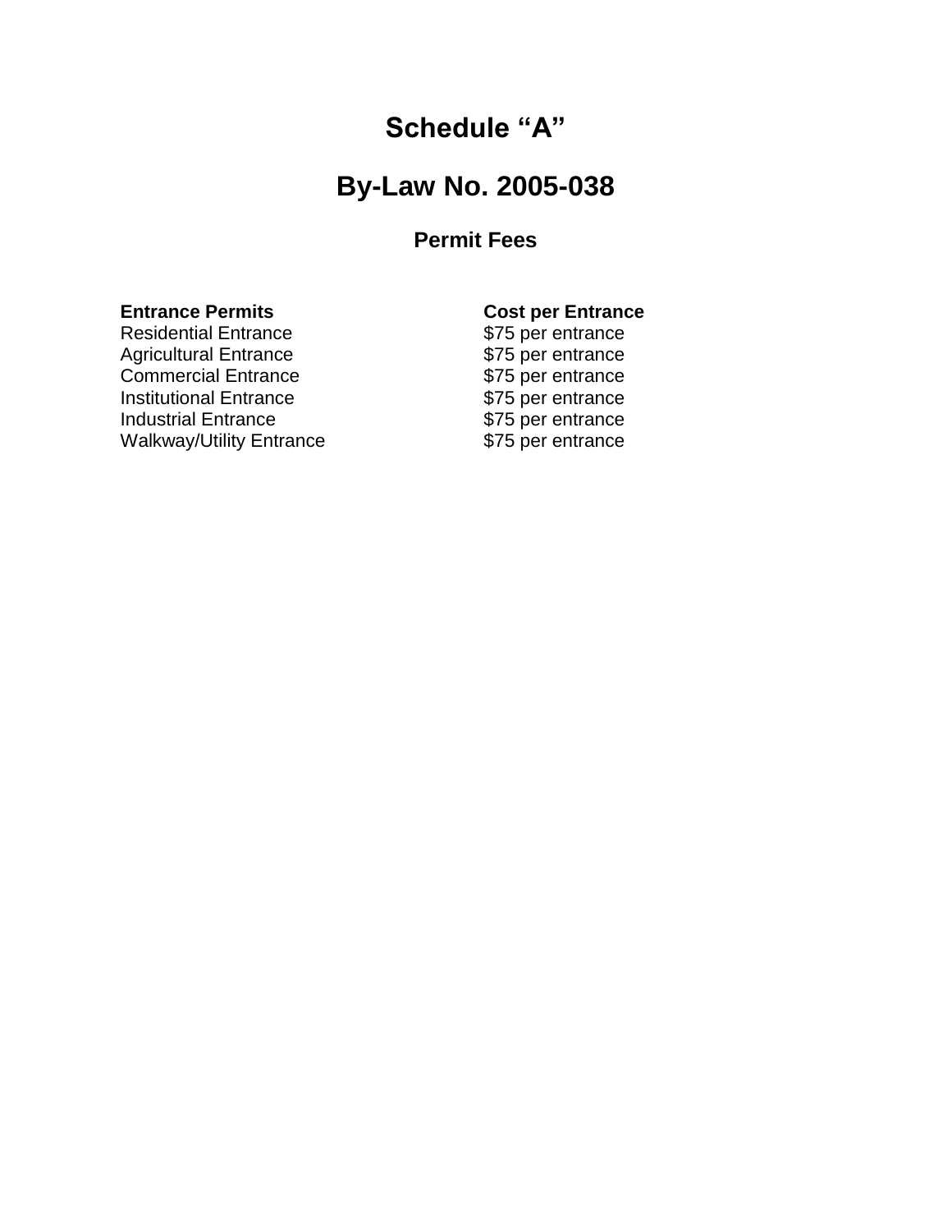# Schedule "A"

# By-Law No. 2005-038

### Permit Fees

| Entrance Permits | Cost per Entrance |
|---|---|
| Residential Entrance | $75 per entrance |
| Agricultural Entrance | $75 per entrance |
| Commercial Entrance | $75 per entrance |
| Institutional Entrance | $75 per entrance |
| Industrial Entrance | $75 per entrance |
| Walkway/Utility Entrance | $75 per entrance |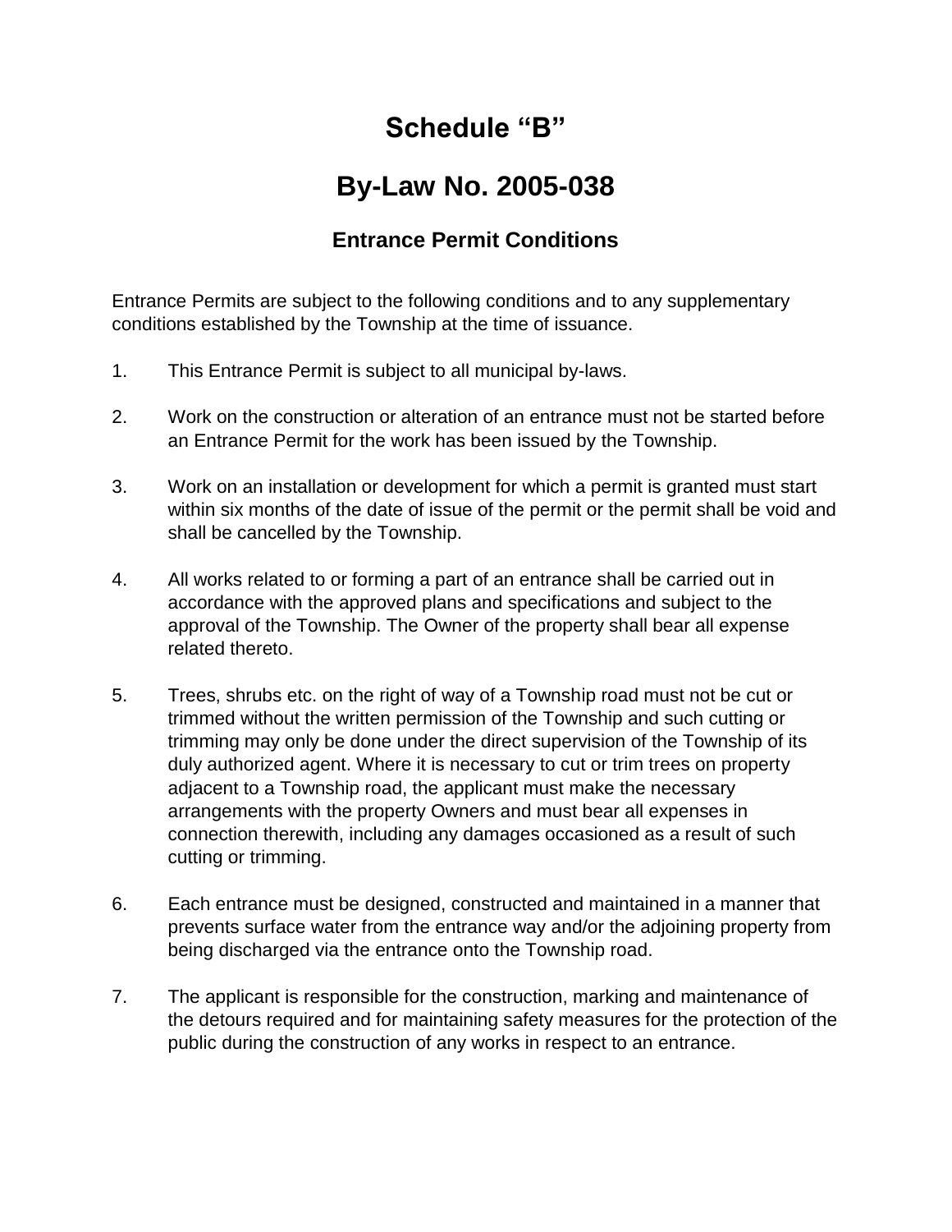# Schedule "B"

# By-Law No. 2005-038

### Entrance Permit Conditions

Entrance Permits are subject to the following conditions and to any supplementary conditions established by the Township at the time of issuance.

1. This Entrance Permit is subject to all municipal by-laws.

2. Work on the construction or alteration of an entrance must not be started before an Entrance Permit for the work has been issued by the Township.

3. Work on an installation or development for which a permit is granted must start within six months of the date of issue of the permit or the permit shall be void and shall be cancelled by the Township.

4. All works related to or forming a part of an entrance shall be carried out in accordance with the approved plans and specifications and subject to the approval of the Township. The Owner of the property shall bear all expense related thereto.

5. Trees, shrubs etc. on the right of way of a Township road must not be cut or trimmed without the written permission of the Township and such cutting or trimming may only be done under the direct supervision of the Township of its duly authorized agent. Where it is necessary to cut or trim trees on property adjacent to a Township road, the applicant must make the necessary arrangements with the property Owners and must bear all expenses in connection therewith, including any damages occasioned as a result of such cutting or trimming.

6. Each entrance must be designed, constructed and maintained in a manner that prevents surface water from the entrance way and/or the adjoining property from being discharged via the entrance onto the Township road.

7. The applicant is responsible for the construction, marking and maintenance of the detours required and for maintaining safety measures for the protection of the public during the construction of any works in respect to an entrance.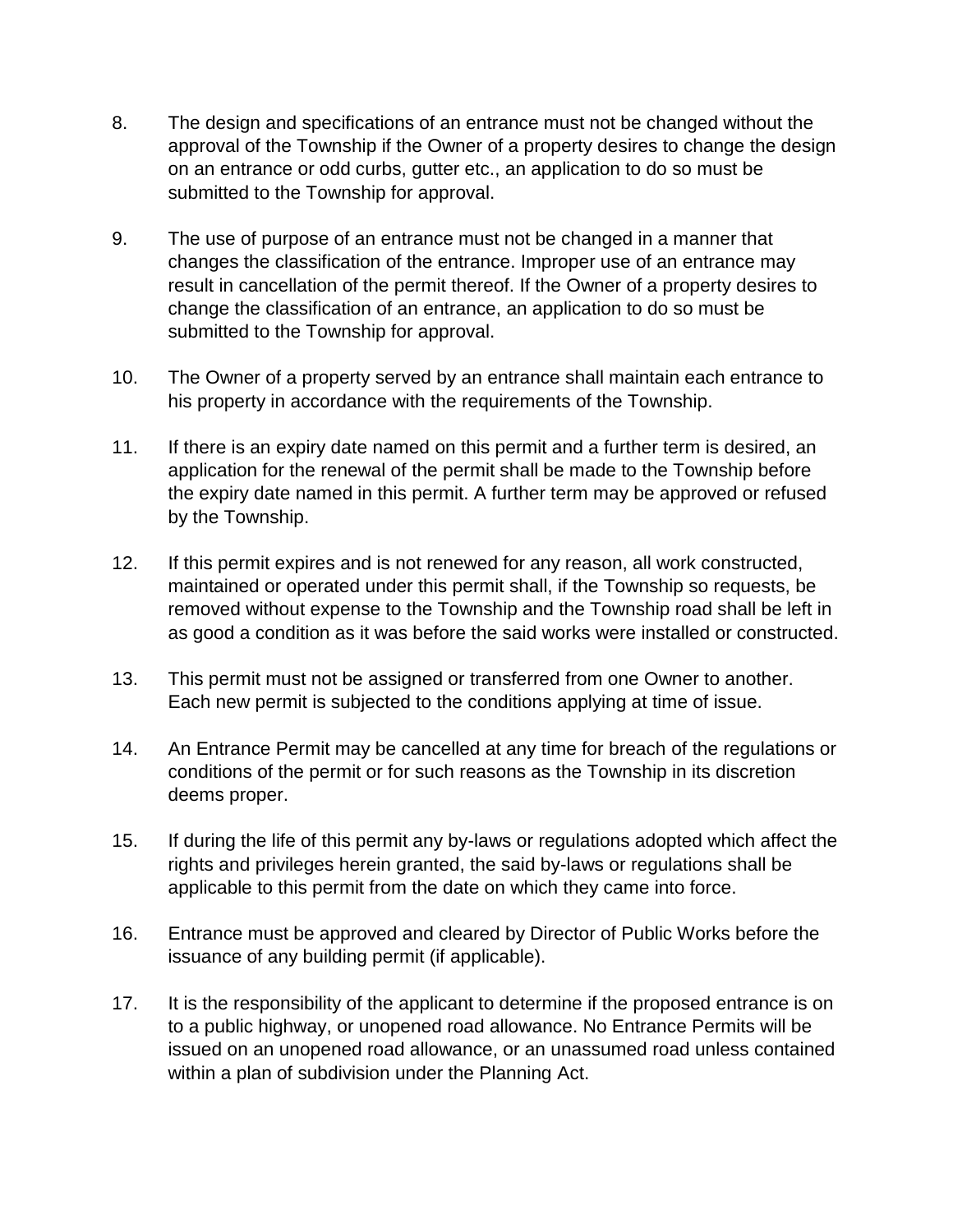8. The design and specifications of an entrance must not be changed without the approval of the Township if the Owner of a property desires to change the design on an entrance or odd curbs, gutter etc., an application to do so must be submitted to the Township for approval.

9. The use of purpose of an entrance must not be changed in a manner that changes the classification of the entrance. Improper use of an entrance may result in cancellation of the permit thereof. If the Owner of a property desires to change the classification of an entrance, an application to do so must be submitted to the Township for approval.

10. The Owner of a property served by an entrance shall maintain each entrance to his property in accordance with the requirements of the Township.

11. If there is an expiry date named on this permit and a further term is desired, an application for the renewal of the permit shall be made to the Township before the expiry date named in this permit. A further term may be approved or refused by the Township.

12. If this permit expires and is not renewed for any reason, all work constructed, maintained or operated under this permit shall, if the Township so requests, be removed without expense to the Township and the Township road shall be left in as good a condition as it was before the said works were installed or constructed.

13. This permit must not be assigned or transferred from one Owner to another. Each new permit is subjected to the conditions applying at time of issue.

14. An Entrance Permit may be cancelled at any time for breach of the regulations or conditions of the permit or for such reasons as the Township in its discretion deems proper.

15. If during the life of this permit any by-laws or regulations adopted which affect the rights and privileges herein granted, the said by-laws or regulations shall be applicable to this permit from the date on which they came into force.

16. Entrance must be approved and cleared by Director of Public Works before the issuance of any building permit (if applicable).

17. It is the responsibility of the applicant to determine if the proposed entrance is on to a public highway, or unopened road allowance. No Entrance Permits will be issued on an unopened road allowance, or an unassumed road unless contained within a plan of subdivision under the Planning Act.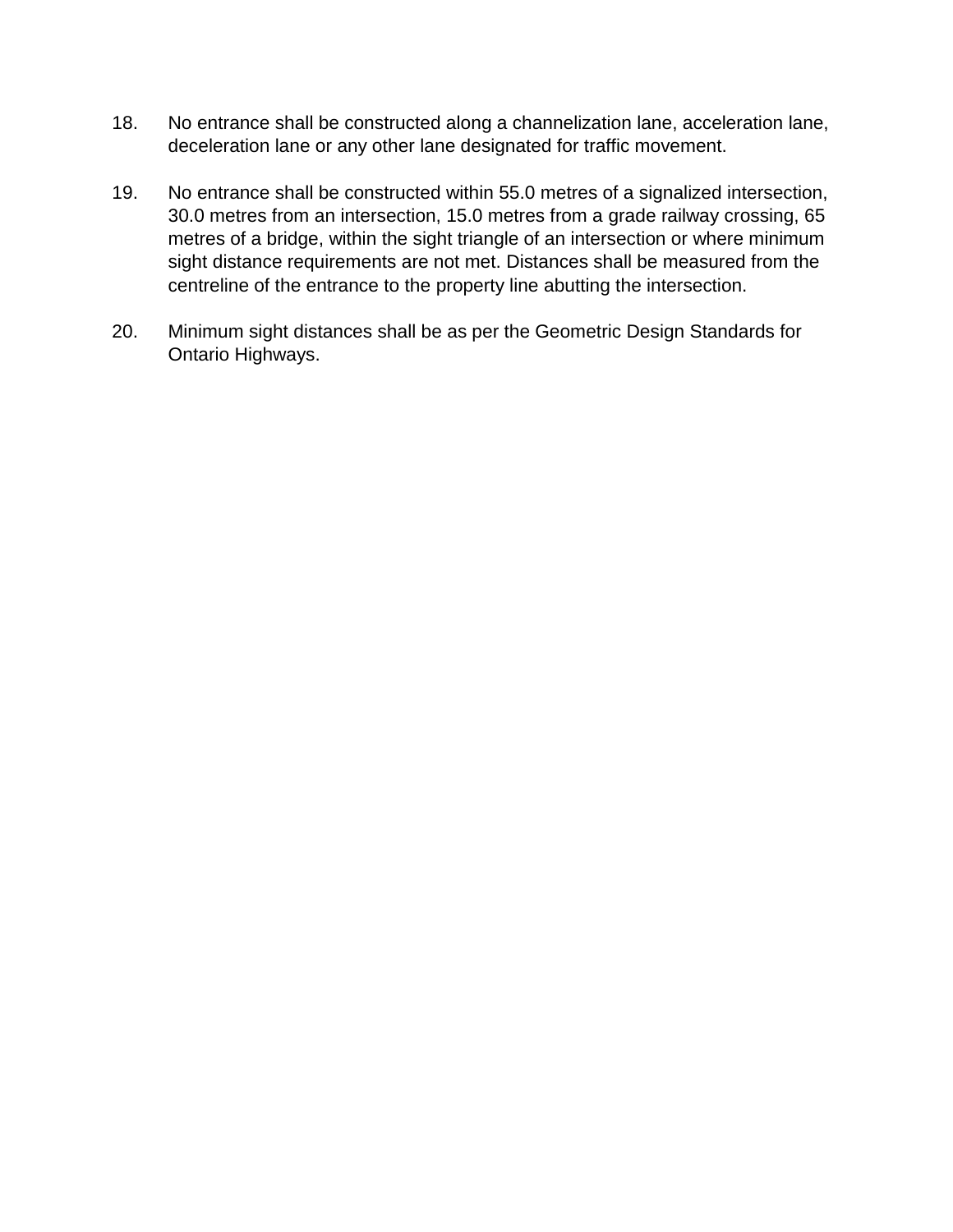18. No entrance shall be constructed along a channelization lane, acceleration lane, deceleration lane or any other lane designated for traffic movement.

19. No entrance shall be constructed within 55.0 metres of a signalized intersection, 30.0 metres from an intersection, 15.0 metres from a grade railway crossing, 65 metres of a bridge, within the sight triangle of an intersection or where minimum sight distance requirements are not met. Distances shall be measured from the centreline of the entrance to the property line abutting the intersection.

20. Minimum sight distances shall be as per the Geometric Design Standards for Ontario Highways.